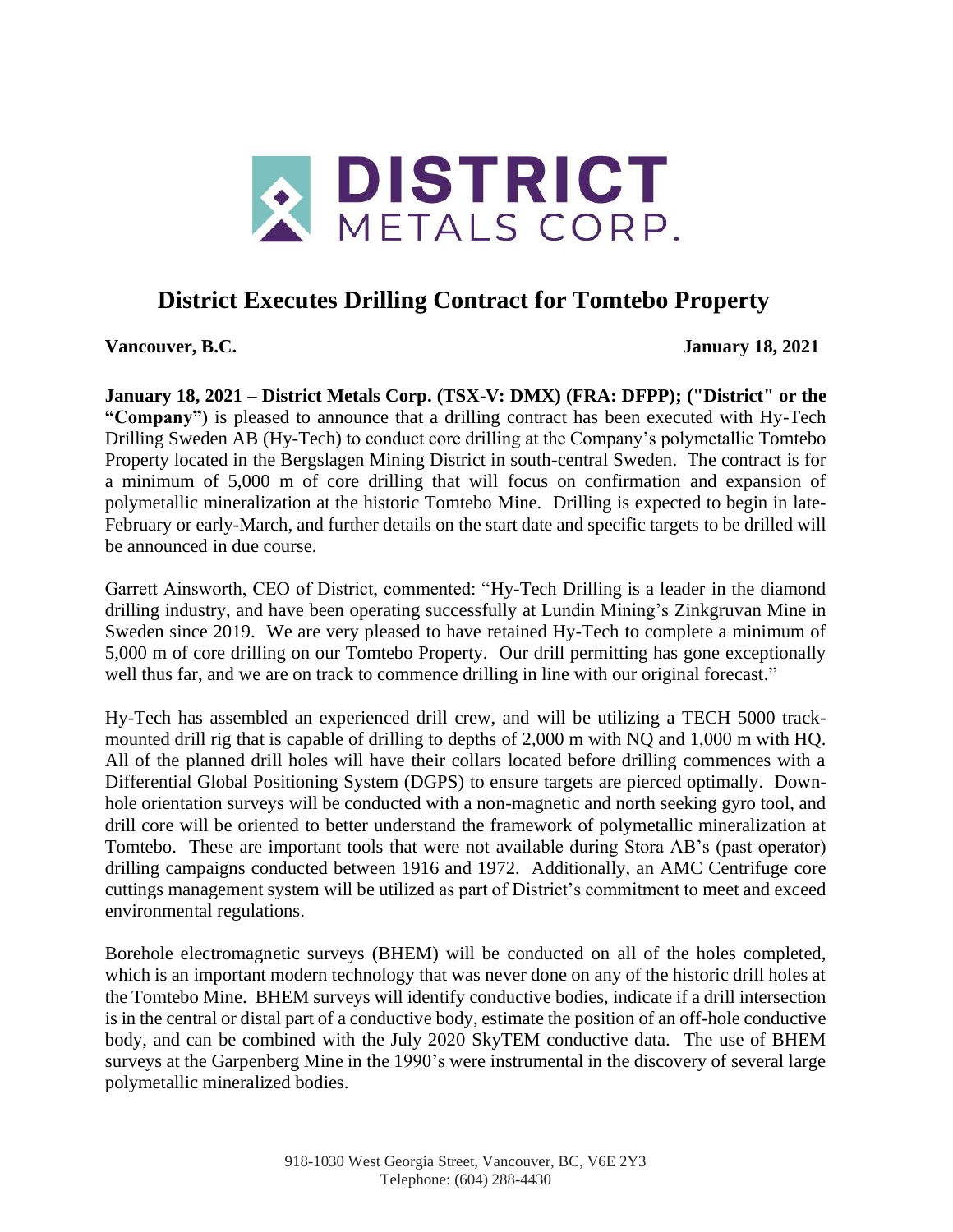# District Executes Drilling Contract for Tomtebo Property

**Vancouver, B.C.** **January 18, 2021**

**January 18, 2021 – District Metals Corp. (TSX-V: DMX) (FRA: DFPP); ("District" or the "Company")** is pleased to announce that a drilling contract has been executed with Hy-Tech Drilling Sweden AB (Hy-Tech) to conduct core drilling at the Company's polymetallic Tomtebo Property located in the Bergslagen Mining District in south-central Sweden. The contract is for a minimum of 5,000 m of core drilling that will focus on confirmation and expansion of polymetallic mineralization at the historic Tomtebo Mine. Drilling is expected to begin in late-February or early-March, and further details on the start date and specific targets to be drilled will be announced in due course.

Garrett Ainsworth, CEO of District, commented: "Hy-Tech Drilling is a leader in the diamond drilling industry, and have been operating successfully at Lundin Mining's Zinkgruvan Mine in Sweden since 2019. We are very pleased to have retained Hy-Tech to complete a minimum of 5,000 m of core drilling on our Tomtebo Property. Our drill permitting has gone exceptionally well thus far, and we are on track to commence drilling in line with our original forecast."

Hy-Tech has assembled an experienced drill crew, and will be utilizing a TECH 5000 track-mounted drill rig that is capable of drilling to depths of 2,000 m with NQ and 1,000 m with HQ. All of the planned drill holes will have their collars located before drilling commences with a Differential Global Positioning System (DGPS) to ensure targets are pierced optimally. Down-hole orientation surveys will be conducted with a non-magnetic and north seeking gyro tool, and drill core will be oriented to better understand the framework of polymetallic mineralization at Tomtebo. These are important tools that were not available during Stora AB's (past operator) drilling campaigns conducted between 1916 and 1972. Additionally, an AMC Centrifuge core cuttings management system will be utilized as part of District's commitment to meet and exceed environmental regulations.

Borehole electromagnetic surveys (BHEM) will be conducted on all of the holes completed, which is an important modern technology that was never done on any of the historic drill holes at the Tomtebo Mine. BHEM surveys will identify conductive bodies, indicate if a drill intersection is in the central or distal part of a conductive body, estimate the position of an off-hole conductive body, and can be combined with the July 2020 SkyTEM conductive data. The use of BHEM surveys at the Garpenberg Mine in the 1990's were instrumental in the discovery of several large polymetallic mineralized bodies.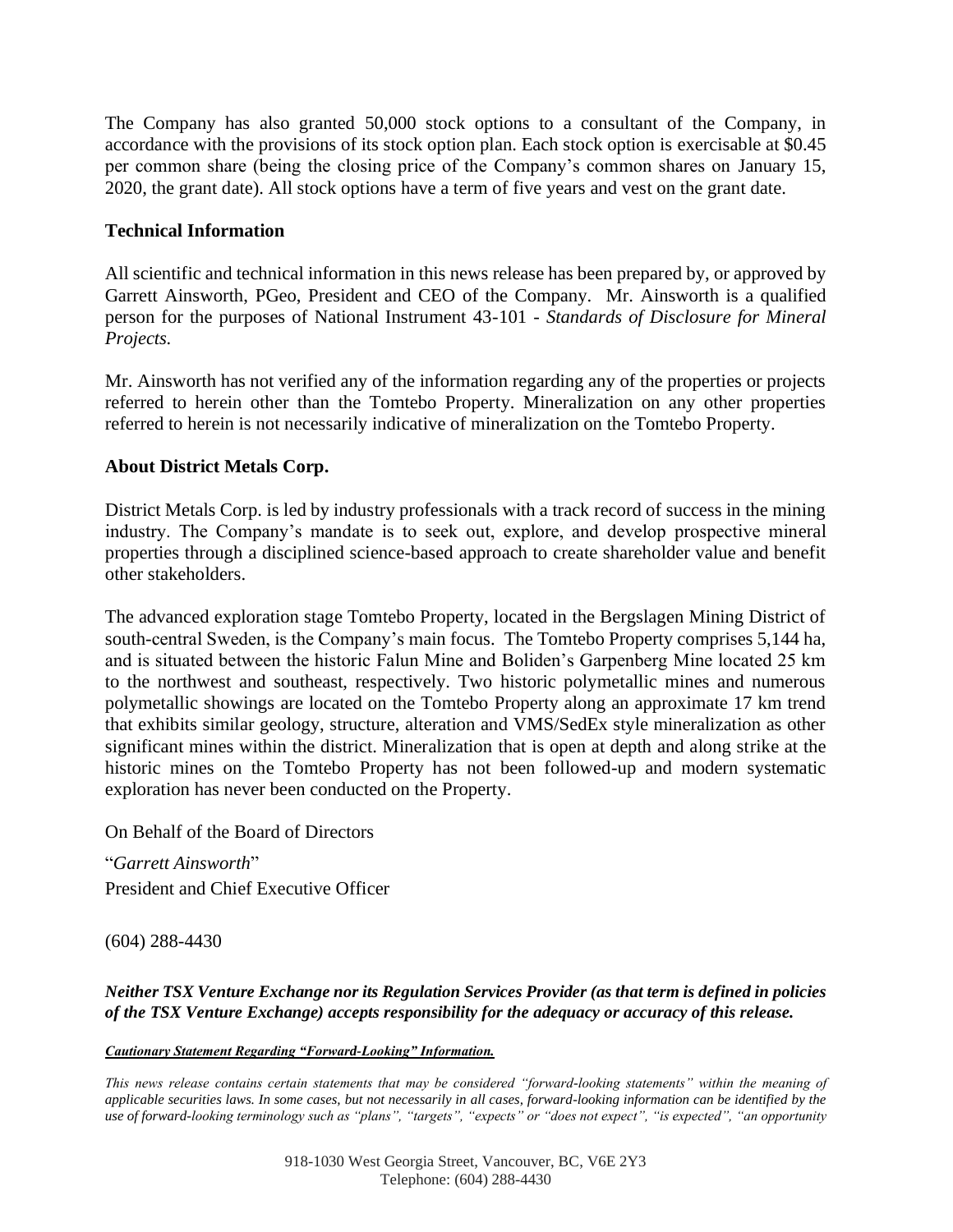The Company has also granted 50,000 stock options to a consultant of the Company, in accordance with the provisions of its stock option plan. Each stock option is exercisable at $0.45 per common share (being the closing price of the Company's common shares on January 15, 2020, the grant date). All stock options have a term of five years and vest on the grant date.

**Technical Information**

All scientific and technical information in this news release has been prepared by, or approved by Garrett Ainsworth, PGeo, President and CEO of the Company. Mr. Ainsworth is a qualified person for the purposes of National Instrument 43-101 - *Standards of Disclosure for Mineral Projects.*

Mr. Ainsworth has not verified any of the information regarding any of the properties or projects referred to herein other than the Tomtebo Property. Mineralization on any other properties referred to herein is not necessarily indicative of mineralization on the Tomtebo Property.

**About District Metals Corp.**

District Metals Corp. is led by industry professionals with a track record of success in the mining industry. The Company's mandate is to seek out, explore, and develop prospective mineral properties through a disciplined science-based approach to create shareholder value and benefit other stakeholders.

The advanced exploration stage Tomtebo Property, located in the Bergslagen Mining District of south-central Sweden, is the Company's main focus. The Tomtebo Property comprises 5,144 ha, and is situated between the historic Falun Mine and Boliden's Garpenberg Mine located 25 km to the northwest and southeast, respectively. Two historic polymetallic mines and numerous polymetallic showings are located on the Tomtebo Property along an approximate 17 km trend that exhibits similar geology, structure, alteration and VMS/SedEx style mineralization as other significant mines within the district. Mineralization that is open at depth and along strike at the historic mines on the Tomtebo Property has not been followed-up and modern systematic exploration has never been conducted on the Property.

On Behalf of the Board of Directors

"*Garrett Ainsworth*"
President and Chief Executive Officer

(604) 288-4430

***Neither TSX Venture Exchange nor its Regulation Services Provider (as that term is defined in policies of the TSX Venture Exchange) accepts responsibility for the adequacy or accuracy of this release.***

***Cautionary Statement Regarding "Forward-Looking" Information.***

*This news release contains certain statements that may be considered "forward-looking statements" within the meaning of applicable securities laws. In some cases, but not necessarily in all cases, forward-looking information can be identified by the use of forward-looking terminology such as "plans", "targets", "expects" or "does not expect", "is expected", "an opportunity*

918-1030 West Georgia Street, Vancouver, BC, V6E 2Y3
Telephone: (604) 288-4430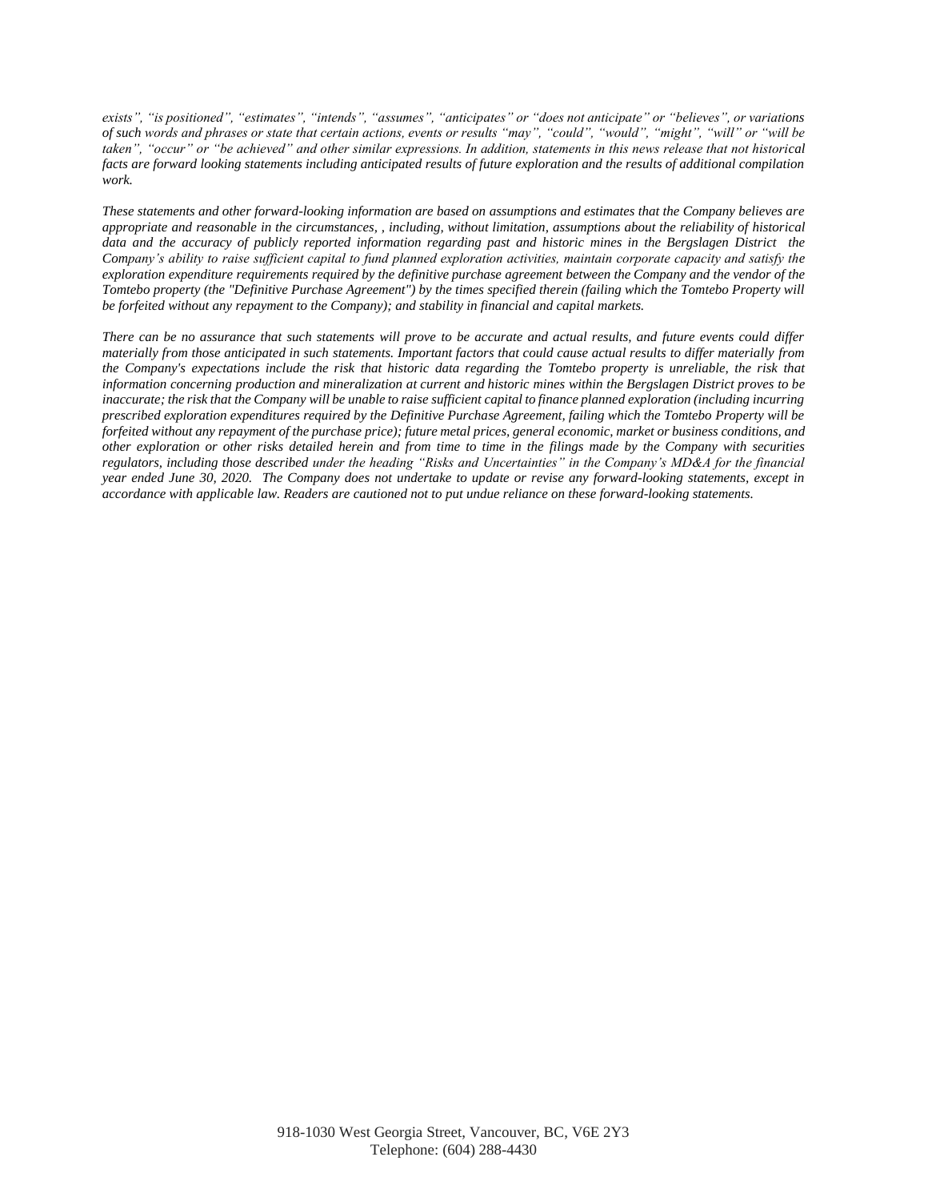*exists", "is positioned", "estimates", "intends", "assumes", "anticipates" or "does not anticipate" or "believes", or variations of such words and phrases or state that certain actions, events or results "may", "could", "would", "might", "will" or "will be taken", "occur" or "be achieved" and other similar expressions. In addition, statements in this news release that not historical facts are forward looking statements including anticipated results of future exploration and the results of additional compilation work.*

*These statements and other forward-looking information are based on assumptions and estimates that the Company believes are appropriate and reasonable in the circumstances, , including, without limitation, assumptions about the reliability of historical data and the accuracy of publicly reported information regarding past and historic mines in the Bergslagen District the Company's ability to raise sufficient capital to fund planned exploration activities, maintain corporate capacity and satisfy the exploration expenditure requirements required by the definitive purchase agreement between the Company and the vendor of the Tomtebo property (the "Definitive Purchase Agreement") by the times specified therein (failing which the Tomtebo Property will be forfeited without any repayment to the Company); and stability in financial and capital markets.*

*There can be no assurance that such statements will prove to be accurate and actual results, and future events could differ materially from those anticipated in such statements. Important factors that could cause actual results to differ materially from the Company's expectations include the risk that historic data regarding the Tomtebo property is unreliable, the risk that information concerning production and mineralization at current and historic mines within the Bergslagen District proves to be inaccurate; the risk that the Company will be unable to raise sufficient capital to finance planned exploration (including incurring prescribed exploration expenditures required by the Definitive Purchase Agreement, failing which the Tomtebo Property will be forfeited without any repayment of the purchase price); future metal prices, general economic, market or business conditions, and other exploration or other risks detailed herein and from time to time in the filings made by the Company with securities regulators, including those described under the heading "Risks and Uncertainties" in the Company's MD&A for the financial year ended June 30, 2020. The Company does not undertake to update or revise any forward-looking statements, except in accordance with applicable law. Readers are cautioned not to put undue reliance on these forward-looking statements.*

918-1030 West Georgia Street, Vancouver, BC, V6E 2Y3
Telephone: (604) 288-4430